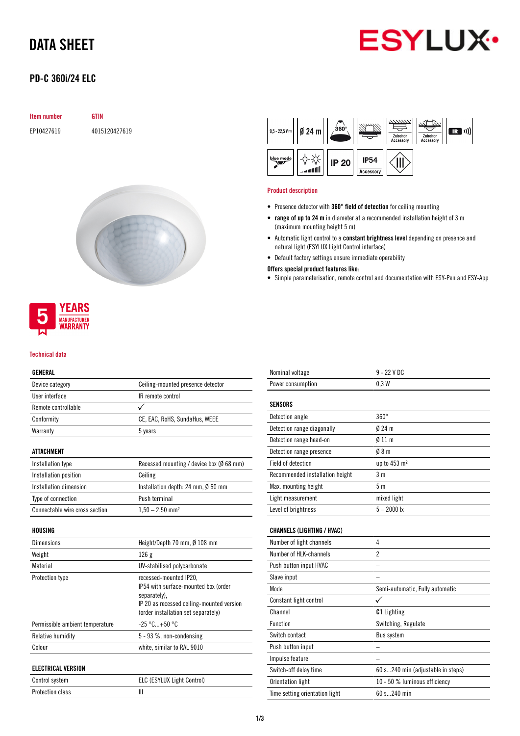# DATA SHEET

## PD-C 360i/24 ELC

| Item number | GTIN |
|---|---|
| EP10427619 | 4015120427619 |

5 YEARS MANUFACTURER WARRANTY

### Product description

- Presence detector with **360° field of detection** for ceiling mounting
- **range of up to 24 m** in diameter at a recommended installation height of 3 m (maximum mounting height 5 m)
- Automatic light control to a **constant brightness level** depending on presence and natural light (ESYLUX Light Control interface)
- Default factory settings ensure immediate operability

**Offers special product features like:**

- Simple parameterisation, remote control and documentation with ESY-Pen and ESY-App

### Technical data

| GENERAL | |
|---|---|
| Device category | Ceiling-mounted presence detector |
| User interface | IR remote control |
| Remote controllable | ✓ |
| Conformity | CE, EAC, RoHS, SundaHus, WEEE |
| Warranty | 5 years |

| ATTACHMENT | |
|---|---|
| Installation type | Recessed mounting / device box (Ø 68 mm) |
| Installation position | Ceiling |
| Installation dimension | Installation depth: 24 mm, Ø 60 mm |
| Type of connection | Push terminal |
| Connectable wire cross section | 1,50 – 2,50 mm² |

| HOUSING | |
|---|---|
| Dimensions | Height/Depth 70 mm, Ø 108 mm |
| Weight | 126 g |
| Material | UV-stabilised polycarbonate |
| Protection type | recessed-mounted IP20, IP54 with surface-mounted box (order separately), IP 20 as recessed ceiling-mounted version (order installation set separately) |
| Permissible ambient temperature | -25 °C...+50 °C |
| Relative humidity | 5 - 93 %, non-condensing |
| Colour | white, similar to RAL 9010 |

| ELECTRICAL VERSION | |
|---|---|
| Control system | ELC (ESYLUX Light Control) |
| Protection class | III |
| Nominal voltage | 9 - 22 V DC |
| Power consumption | 0,3 W |

| SENSORS | |
|---|---|
| Detection angle | 360° |
| Detection range diagonally | Ø 24 m |
| Detection range head-on | Ø 11 m |
| Detection range presence | Ø 8 m |
| Field of detection | up to 453 m² |
| Recommended installation height | 3 m |
| Max. mounting height | 5 m |
| Light measurement | mixed light |
| Level of brightness | 5 – 2000 lx |

| CHANNELS (LIGHTING / HVAC) | |
|---|---|
| Number of light channels | 4 |
| Number of HLK-channels | 2 |
| Push button input HVAC | – |
| Slave input | – |
| Mode | Semi-automatic, Fully automatic |
| Constant light control | ✓ |
| Channel | **C1** Lighting |
| Function | Switching, Regulate |
| Switch contact | Bus system |
| Push button input | – |
| Impulse feature | – |
| Switch-off delay time | 60 s...240 min (adjustable in steps) |
| Orientation light | 10 - 50 % luminous efficiency |
| Time setting orientation light | 60 s...240 min |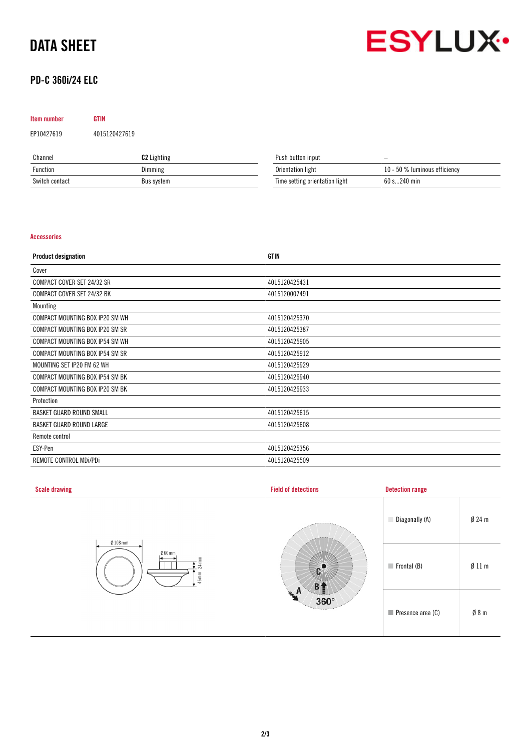# DATA SHEET

## PD-C 360i/24 ELC

| Item number | GTIN |
|---|---|
| EP10427619 | 4015120427619 |

| Channel | **C2** Lighting | Push button input | – |
|---|---|---|---|
| Function | Dimming | Orientation light | 10 - 50 % luminous efficiency |
| Switch contact | Bus system | Time setting orientation light | 60 s...240 min |

### Accessories

| Product designation | GTIN |
|---|---|
| Cover | |
| COMPACT COVER SET 24/32 SR | 4015120425431 |
| COMPACT COVER SET 24/32 BK | 4015120007491 |
| Mounting | |
| COMPACT MOUNTING BOX IP20 SM WH | 4015120425370 |
| COMPACT MOUNTING BOX IP20 SM SR | 4015120425387 |
| COMPACT MOUNTING BOX IP54 SM WH | 4015120425905 |
| COMPACT MOUNTING BOX IP54 SM SR | 4015120425912 |
| MOUNTING SET IP20 FM 62 WH | 4015120425929 |
| COMPACT MOUNTING BOX IP54 SM BK | 4015120426940 |
| COMPACT MOUNTING BOX IP20 SM BK | 4015120426933 |
| Protection | |
| BASKET GUARD ROUND SMALL | 4015120425615 |
| BASKET GUARD ROUND LARGE | 4015120425608 |
| Remote control | |
| ESY-Pen | 4015120425356 |
| REMOTE CONTROL MDi/PDi | 4015120425509 |

### Scale drawing

Ø 108 mm, Ø 60 mm, 24 mm, 46mm

### Field of detections

A, B, C, 360°

### Detection range

| | |
|---|---|
| Diagonally (A) | Ø 24 m |
| Frontal (B) | Ø 11 m |
| Presence area (C) | Ø 8 m |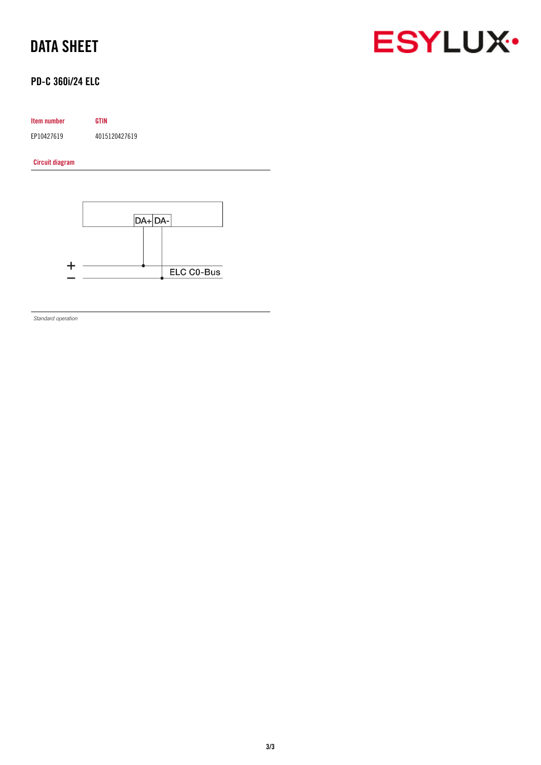# DATA SHEET

## PD-C 360i/24 ELC

| Item number | GTIN |
|---|---|
| EP10427619 | 4015120427619 |

### Circuit diagram

DA+ DA-

+

−

ELC C0-Bus

*Standard operation*